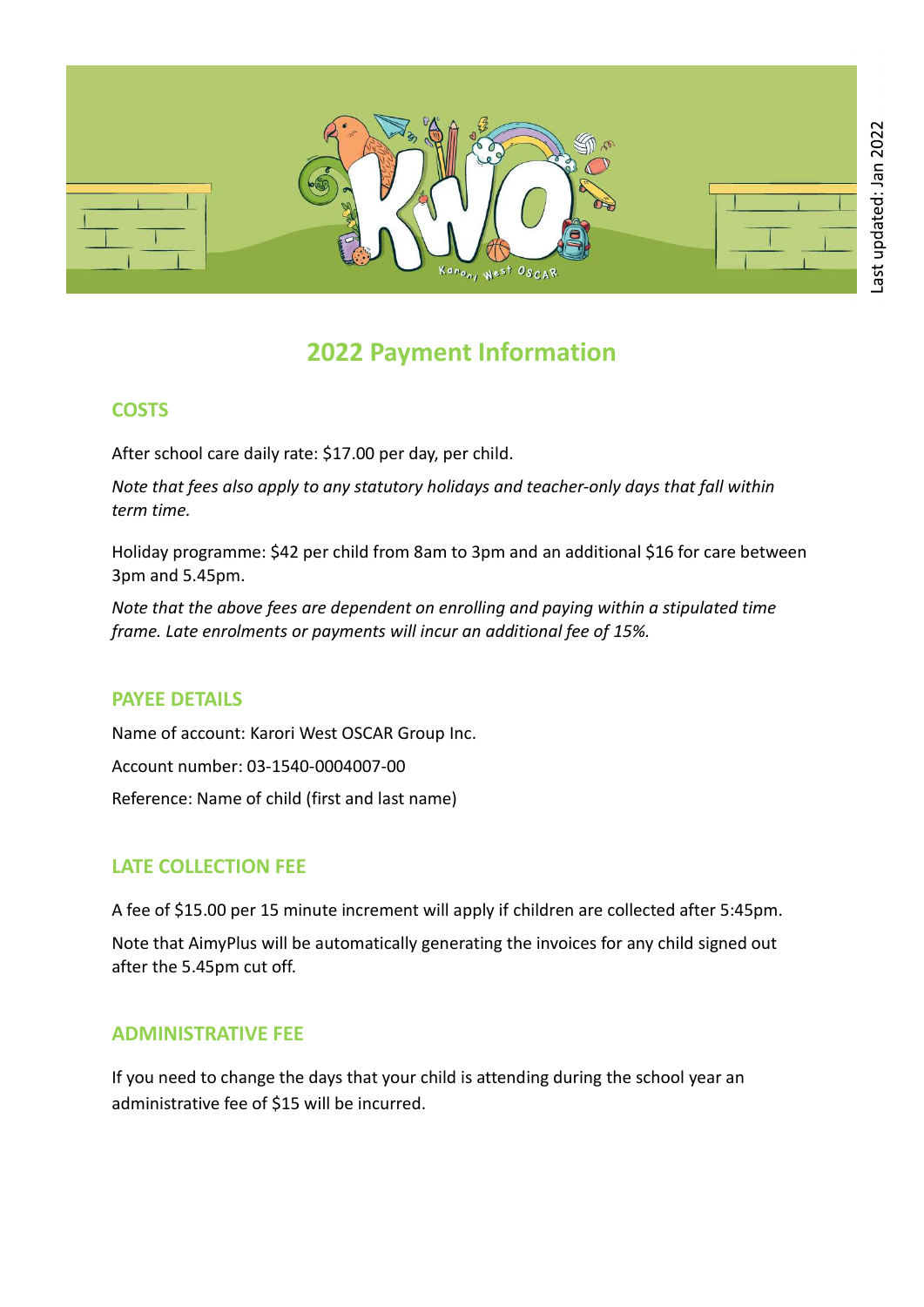Last updated: Jan 2022

# 2022 Payment Information

## COSTS

After school care daily rate: $17.00 per day, per child.

*Note that fees also apply to any statutory holidays and teacher-only days that fall within term time.*

Holiday programme: $42 per child from 8am to 3pm and an additional $16 for care between 3pm and 5.45pm.

*Note that the above fees are dependent on enrolling and paying within a stipulated time frame. Late enrolments or payments will incur an additional fee of 15%.*

## PAYEE DETAILS

Name of account: Karori West OSCAR Group Inc.

Account number: 03-1540-0004007-00

Reference: Name of child (first and last name)

## LATE COLLECTION FEE

A fee of $15.00 per 15 minute increment will apply if children are collected after 5:45pm.

Note that AimyPlus will be automatically generating the invoices for any child signed out after the 5.45pm cut off.

## ADMINISTRATIVE FEE

If you need to change the days that your child is attending during the school year an administrative fee of $15 will be incurred.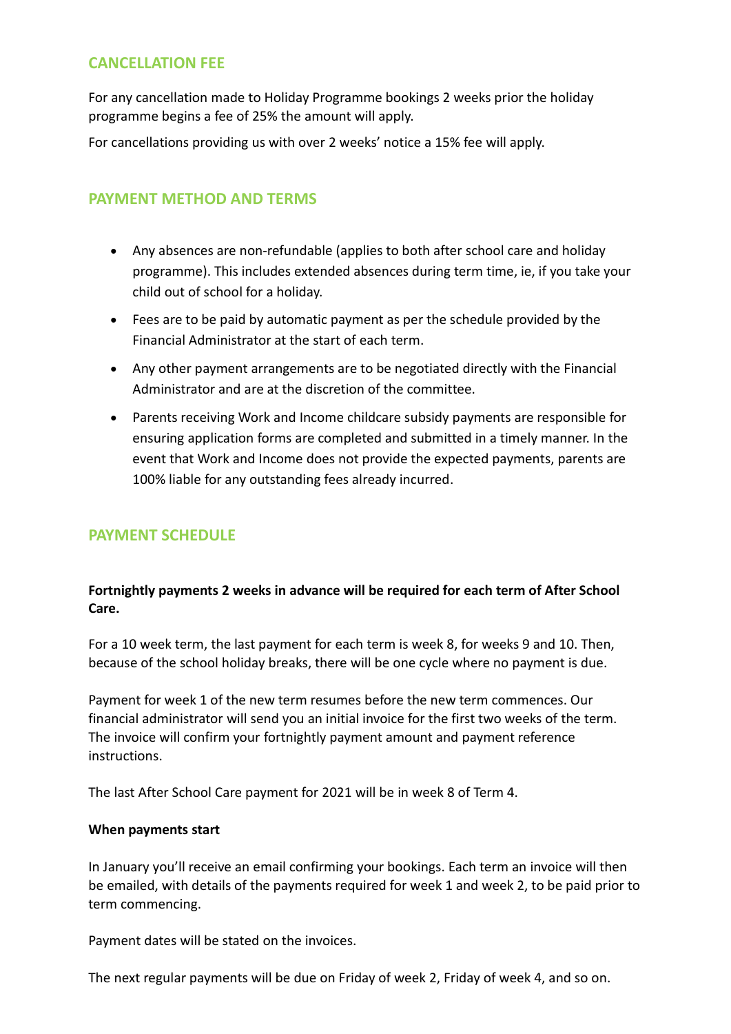## CANCELLATION FEE

For any cancellation made to Holiday Programme bookings 2 weeks prior the holiday programme begins a fee of 25% the amount will apply.

For cancellations providing us with over 2 weeks' notice a 15% fee will apply.

## PAYMENT METHOD AND TERMS

- Any absences are non-refundable (applies to both after school care and holiday programme). This includes extended absences during term time, ie, if you take your child out of school for a holiday.
- Fees are to be paid by automatic payment as per the schedule provided by the Financial Administrator at the start of each term.
- Any other payment arrangements are to be negotiated directly with the Financial Administrator and are at the discretion of the committee.
- Parents receiving Work and Income childcare subsidy payments are responsible for ensuring application forms are completed and submitted in a timely manner. In the event that Work and Income does not provide the expected payments, parents are 100% liable for any outstanding fees already incurred.

## PAYMENT SCHEDULE

**Fortnightly payments 2 weeks in advance will be required for each term of After School Care.**

For a 10 week term, the last payment for each term is week 8, for weeks 9 and 10. Then, because of the school holiday breaks, there will be one cycle where no payment is due.

Payment for week 1 of the new term resumes before the new term commences. Our financial administrator will send you an initial invoice for the first two weeks of the term. The invoice will confirm your fortnightly payment amount and payment reference instructions.

The last After School Care payment for 2021 will be in week 8 of Term 4.

**When payments start**

In January you'll receive an email confirming your bookings. Each term an invoice will then be emailed, with details of the payments required for week 1 and week 2, to be paid prior to term commencing.

Payment dates will be stated on the invoices.

The next regular payments will be due on Friday of week 2, Friday of week 4, and so on.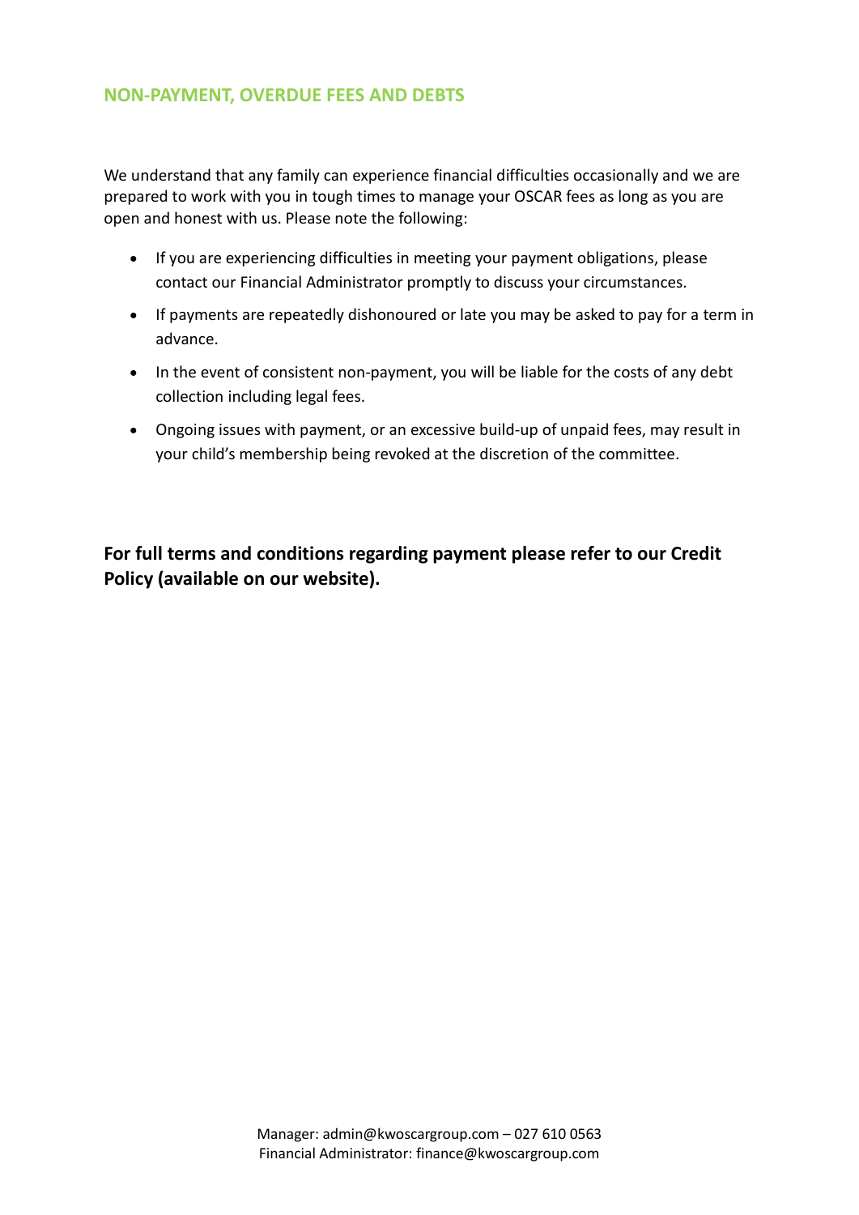## NON-PAYMENT, OVERDUE FEES AND DEBTS

We understand that any family can experience financial difficulties occasionally and we are prepared to work with you in tough times to manage your OSCAR fees as long as you are open and honest with us. Please note the following:

- If you are experiencing difficulties in meeting your payment obligations, please contact our Financial Administrator promptly to discuss your circumstances.
- If payments are repeatedly dishonoured or late you may be asked to pay for a term in advance.
- In the event of consistent non-payment, you will be liable for the costs of any debt collection including legal fees.
- Ongoing issues with payment, or an excessive build-up of unpaid fees, may result in your child's membership being revoked at the discretion of the committee.

**For full terms and conditions regarding payment please refer to our Credit Policy (available on our website).**

Manager: admin@kwoscargroup.com – 027 610 0563
Financial Administrator: finance@kwoscargroup.com